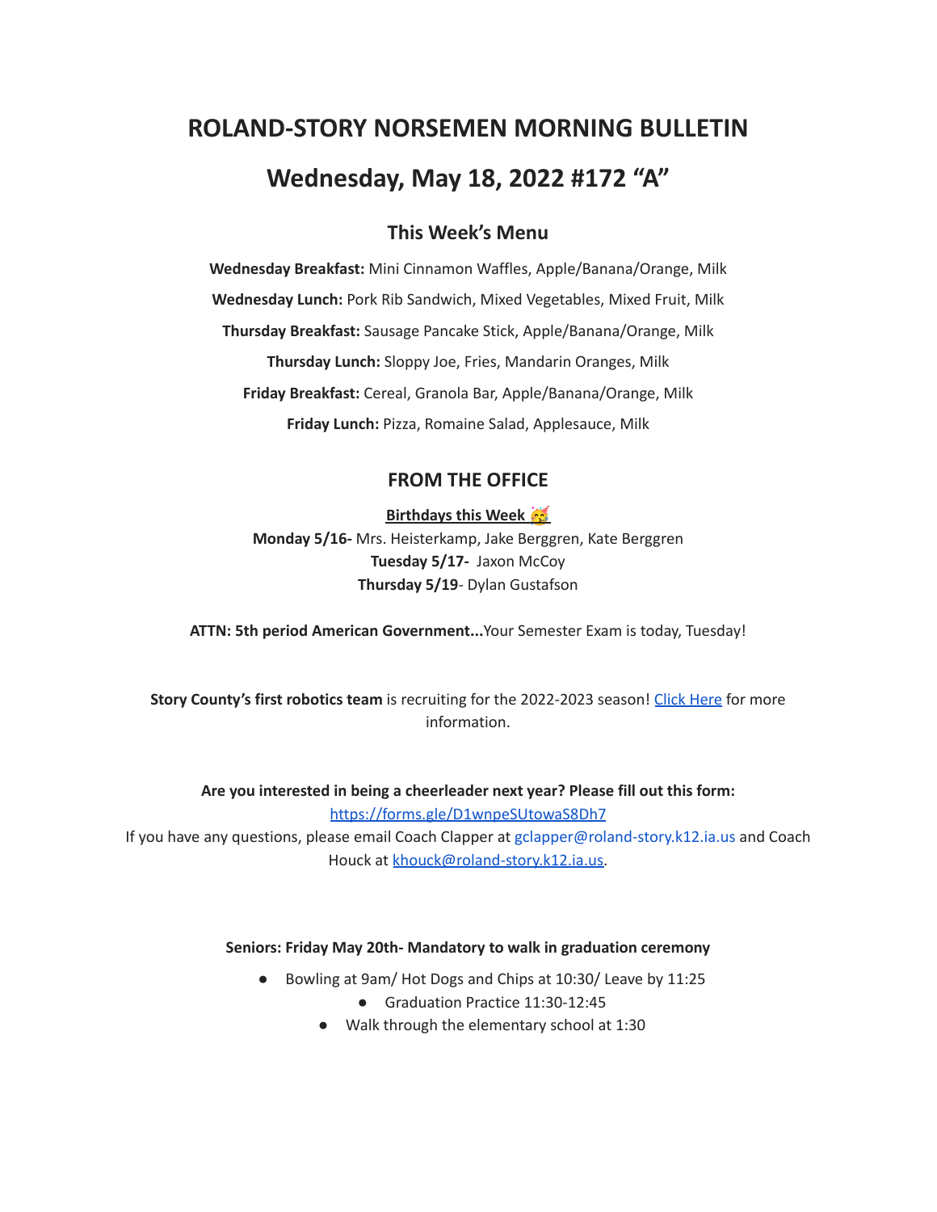# ROLAND-STORY NORSEMEN MORNING BULLETIN

# Wednesday, May 18, 2022 #172 "A"

## This Week's Menu

**Wednesday Breakfast:** Mini Cinnamon Waffles, Apple/Banana/Orange, Milk

**Wednesday Lunch:** Pork Rib Sandwich, Mixed Vegetables, Mixed Fruit, Milk

**Thursday Breakfast:** Sausage Pancake Stick, Apple/Banana/Orange, Milk

**Thursday Lunch:** Sloppy Joe, Fries, Mandarin Oranges, Milk

**Friday Breakfast:** Cereal, Granola Bar, Apple/Banana/Orange, Milk

**Friday Lunch:** Pizza, Romaine Salad, Applesauce, Milk

## FROM THE OFFICE

**Birthdays this Week 🥳**

**Monday 5/16-** Mrs. Heisterkamp, Jake Berggren, Kate Berggren
**Tuesday 5/17-** Jaxon McCoy
**Thursday 5/19**- Dylan Gustafson

**ATTN: 5th period American Government...**Your Semester Exam is today, Tuesday!

**Story County's first robotics team** is recruiting for the 2022-2023 season! Click Here for more information.

**Are you interested in being a cheerleader next year? Please fill out this form:**
https://forms.gle/D1wnpeSUtowaS8Dh7
If you have any questions, please email Coach Clapper at gclapper@roland-story.k12.ia.us and Coach Houck at khouck@roland-story.k12.ia.us.

**Seniors: Friday May 20th- Mandatory to walk in graduation ceremony**

- Bowling at 9am/ Hot Dogs and Chips at 10:30/ Leave by 11:25
- Graduation Practice 11:30-12:45
- Walk through the elementary school at 1:30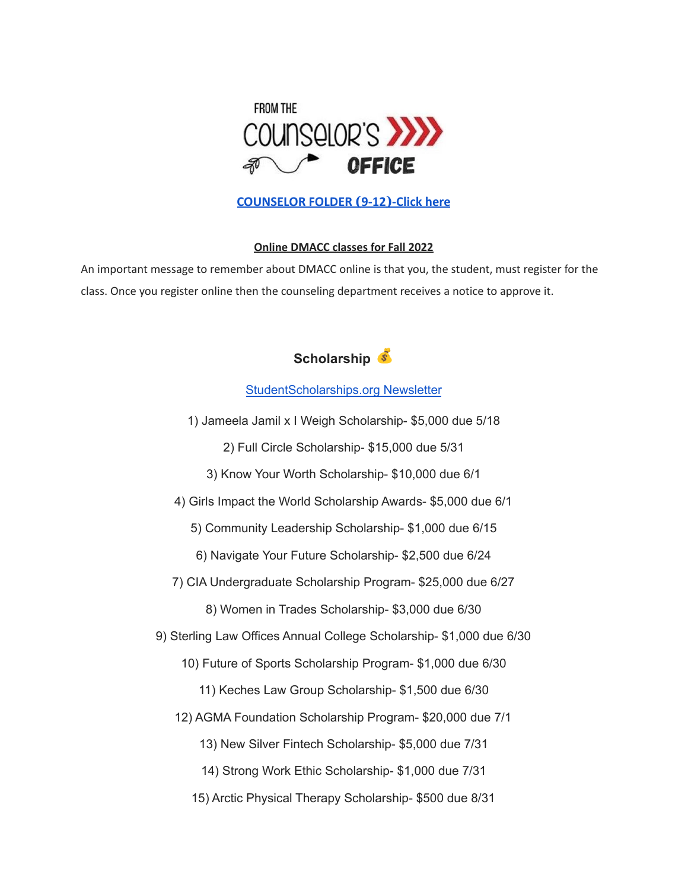FROM THE COUNSELOR'S OFFICE

**[COUNSELOR FOLDER (9-12)-Click here]**

**Online DMACC classes for Fall 2022**

An important message to remember about DMACC online is that you, the student, must register for the class. Once you register online then the counseling department receives a notice to approve it.

## Scholarship 💰

[StudentScholarships.org Newsletter]

1) Jameela Jamil x I Weigh Scholarship- $5,000 due 5/18

2) Full Circle Scholarship- $15,000 due 5/31

3) Know Your Worth Scholarship- $10,000 due 6/1

4) Girls Impact the World Scholarship Awards- $5,000 due 6/1

5) Community Leadership Scholarship- $1,000 due 6/15

6) Navigate Your Future Scholarship- $2,500 due 6/24

7) CIA Undergraduate Scholarship Program- $25,000 due 6/27

8) Women in Trades Scholarship- $3,000 due 6/30

9) Sterling Law Offices Annual College Scholarship- $1,000 due 6/30

10) Future of Sports Scholarship Program- $1,000 due 6/30

11) Keches Law Group Scholarship- $1,500 due 6/30

12) AGMA Foundation Scholarship Program- $20,000 due 7/1

13) New Silver Fintech Scholarship- $5,000 due 7/31

14) Strong Work Ethic Scholarship- $1,000 due 7/31

15) Arctic Physical Therapy Scholarship- $500 due 8/31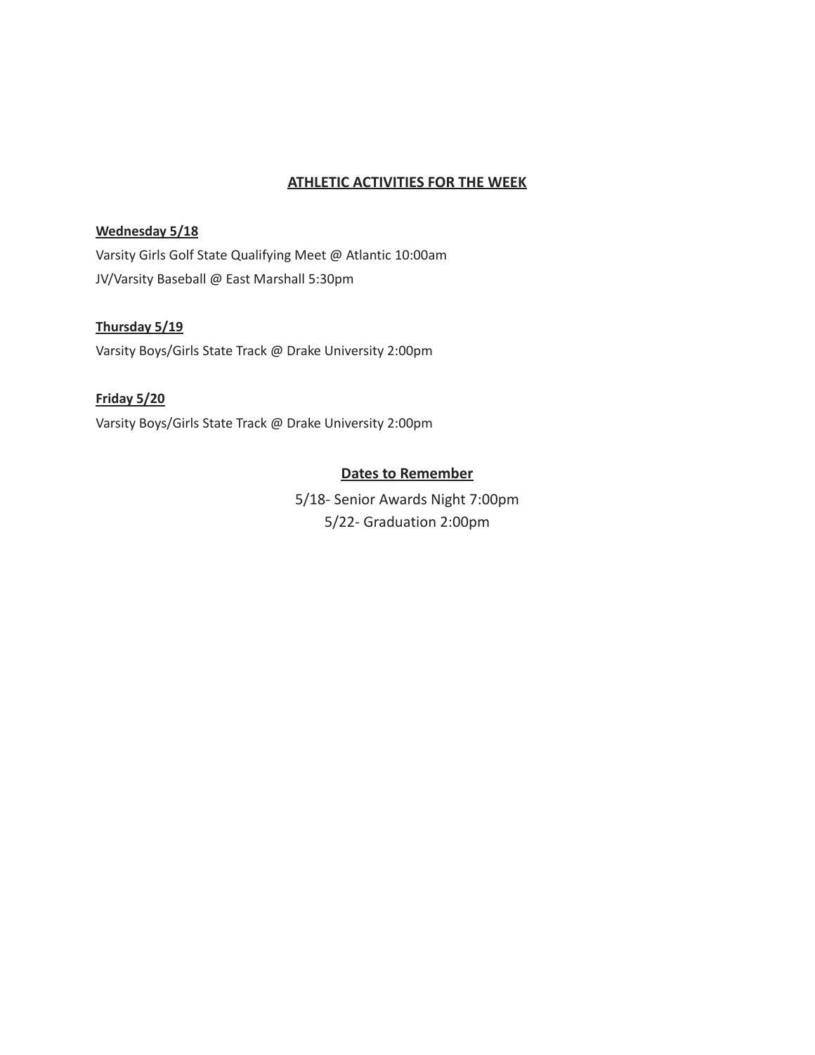## ATHLETIC ACTIVITIES FOR THE WEEK

**Wednesday 5/18**

Varsity Girls Golf State Qualifying Meet @ Atlantic 10:00am
JV/Varsity Baseball @ East Marshall 5:30pm

**Thursday 5/19**

Varsity Boys/Girls State Track @ Drake University 2:00pm

**Friday 5/20**

Varsity Boys/Girls State Track @ Drake University 2:00pm

### Dates to Remember

5/18- Senior Awards Night 7:00pm
5/22- Graduation 2:00pm